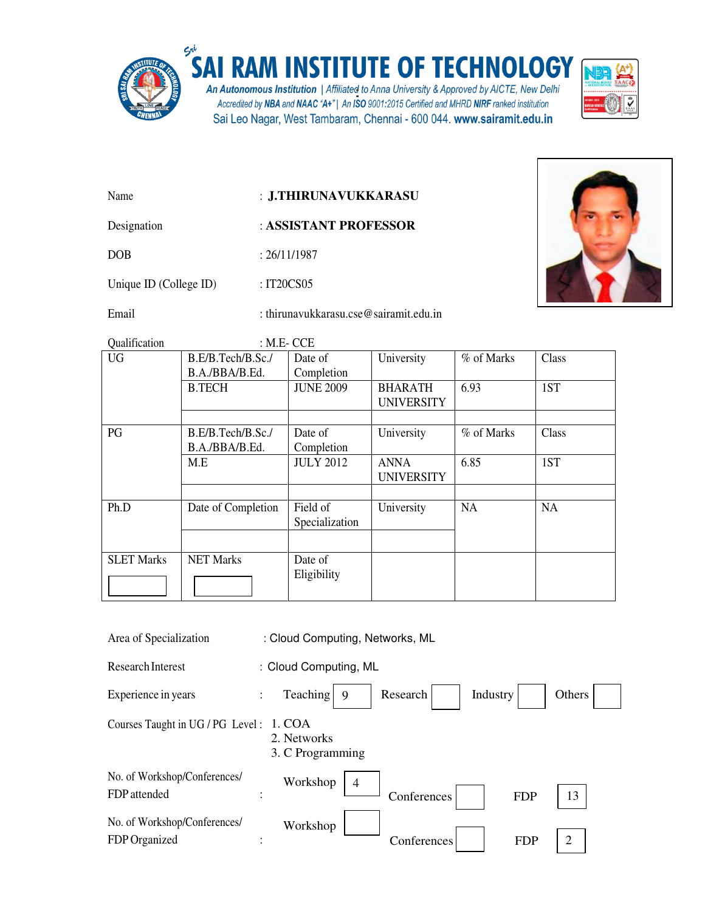# SAI RAM INSTITUTE OF TECHNOLOGY

*An Autonomous Institution | Affiliated to Anna University & Approved by AICTE, New Delhi*
*Accredited by **NBA** and **NAAC "A+"** | An ISO 9001:2015 Certified and MHRD **NIRF** ranked institution*
Sai Leo Nagar, West Tambaram, Chennai - 600 044. **www.sairamit.edu.in**

Name : **J.THIRUNAVUKKARASU**

Designation : **ASSISTANT PROFESSOR**

DOB : 26/11/1987

Unique ID (College ID) : IT20CS05

Email : thirunavukkarasu.cse@sairamit.edu.in

Qualification : M.E- CCE

| UG | B.E/B.Tech/B.Sc./ B.A./BBA/B.Ed. | Date of Completion | University | % of Marks | Class |
|---|---|---|---|---|---|
| | B.TECH | JUNE 2009 | BHARATH UNIVERSITY | 6.93 | 1ST |
| | | | | | |
| PG | B.E/B.Tech/B.Sc./ B.A./BBA/B.Ed. | Date of Completion | University | % of Marks | Class |
| | M.E | JULY 2012 | ANNA UNIVERSITY | 6.85 | 1ST |
| | | | | | |
| Ph.D | Date of Completion | Field of Specialization | University | NA | NA |
| | | | | | |
| SLET Marks | NET Marks | Date of Eligibility | | | |

Area of Specialization : Cloud Computing, Networks, ML

Research Interest : Cloud Computing, ML

Experience in years : Teaching 9 | Research | Industry | Others

Courses Taught in UG / PG Level :
1. COA
2. Networks
3. C Programming

No. of Workshop/Conferences/ FDP attended : Workshop 4 | Conferences | FDP 13

No. of Workshop/Conferences/ FDP Organized : Workshop | Conferences | FDP 2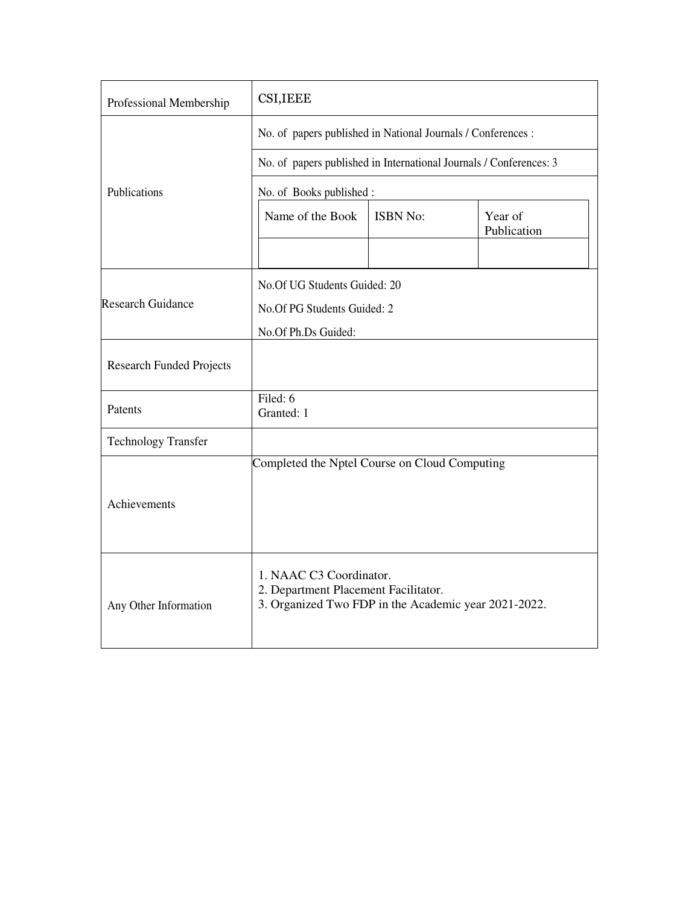| | |
|---|---|
| Professional Membership | CSI,IEEE |
| Publications | No. of papers published in National Journals / Conferences :<br>No. of papers published in International Journals / Conferences: 3<br>No. of Books published : |

| Name of the Book | ISBN No: | Year of Publication |
|---|---|---|
| | | |

| | |
|---|---|
| Research Guidance | No.Of UG Students Guided: 20<br>No.Of PG Students Guided: 2<br>No.Of Ph.Ds Guided: |
| Research Funded Projects | |
| Patents | Filed: 6<br>Granted: 1 |
| Technology Transfer | |
| Achievements | Completed the Nptel Course on Cloud Computing |
| Any Other Information | 1. NAAC C3 Coordinator.<br>2. Department Placement Facilitator.<br>3. Organized Two FDP in the Academic year 2021-2022. |